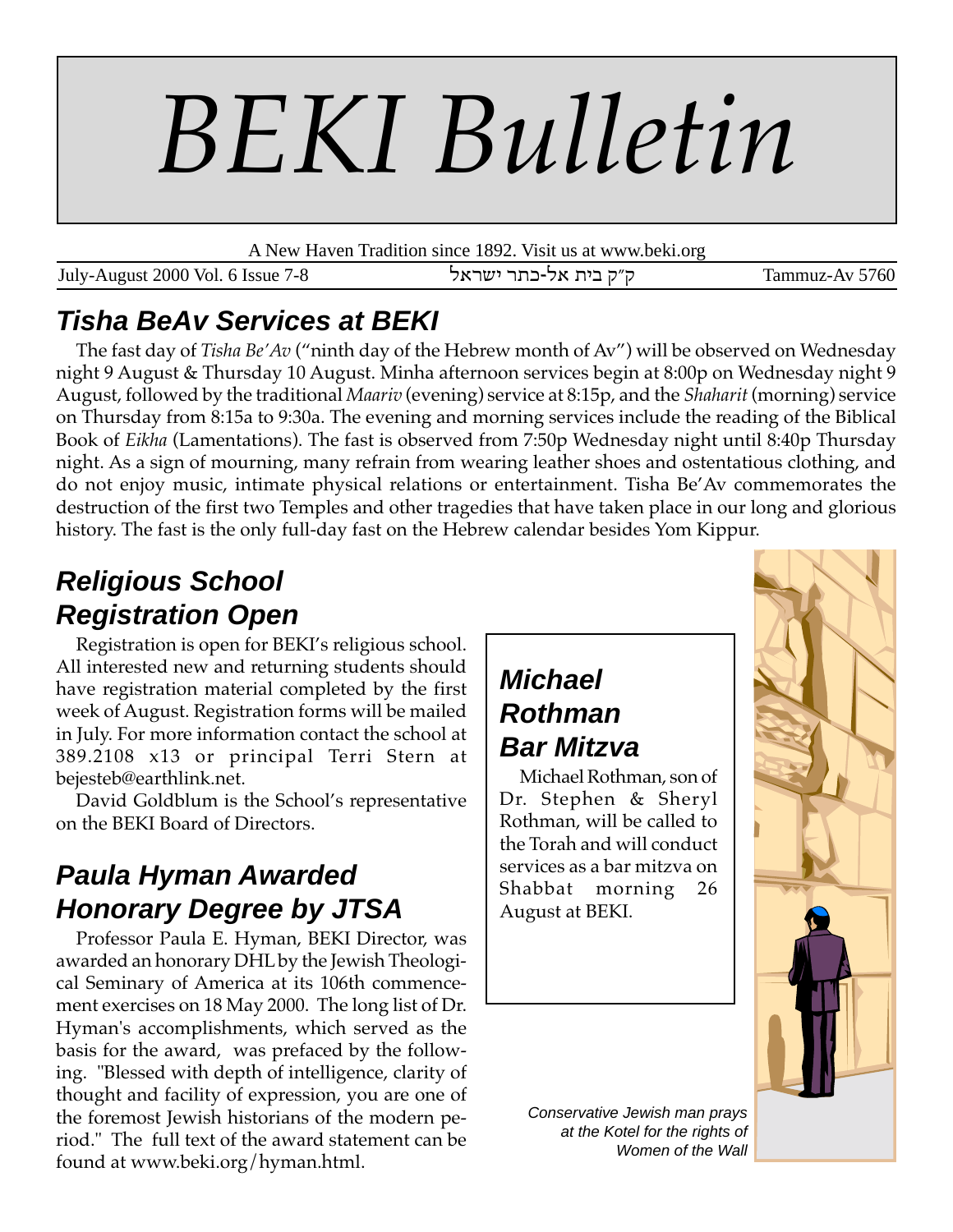# BEKI Bulletin

A New Haven Tradition since 1892. Visit us at www.beki.org

July-August 2000 Vol. 6 Issue 7-8 — ק״ק בית אל-כתר ישראל — Tammuz-Av 5760

## Tisha BeAv Services at BEKI

The fast day of *Tisha Be'Av* ("ninth day of the Hebrew month of Av") will be observed on Wednesday night 9 August & Thursday 10 August. Minha afternoon services begin at 8:00p on Wednesday night 9 August, followed by the traditional *Maariv* (evening) service at 8:15p, and the *Shaharit* (morning) service on Thursday from 8:15a to 9:30a. The evening and morning services include the reading of the Biblical Book of *Eikha* (Lamentations). The fast is observed from 7:50p Wednesday night until 8:40p Thursday night. As a sign of mourning, many refrain from wearing leather shoes and ostentatious clothing, and do not enjoy music, intimate physical relations or entertainment. Tisha Be'Av commemorates the destruction of the first two Temples and other tragedies that have taken place in our long and glorious history. The fast is the only full-day fast on the Hebrew calendar besides Yom Kippur.

## Religious School Registration Open

Registration is open for BEKI's religious school. All interested new and returning students should have registration material completed by the first week of August. Registration forms will be mailed in July. For more information contact the school at 389.2108 x13 or principal Terri Stern at bejesteb@earthlink.net.

David Goldblum is the School's representative on the BEKI Board of Directors.

## Paula Hyman Awarded Honorary Degree by JTSA

Professor Paula E. Hyman, BEKI Director, was awarded an honorary DHL by the Jewish Theological Seminary of America at its 106th commencement exercises on 18 May 2000. The long list of Dr. Hyman's accomplishments, which served as the basis for the award, was prefaced by the following. "Blessed with depth of intelligence, clarity of thought and facility of expression, you are one of the foremost Jewish historians of the modern period." The full text of the award statement can be found at www.beki.org/hyman.html.

## Michael Rothman Bar Mitzva

Michael Rothman, son of Dr. Stephen & Sheryl Rothman, will be called to the Torah and will conduct services as a bar mitzva on Shabbat morning 26 August at BEKI.

*Conservative Jewish man prays at the Kotel for the rights of Women of the Wall*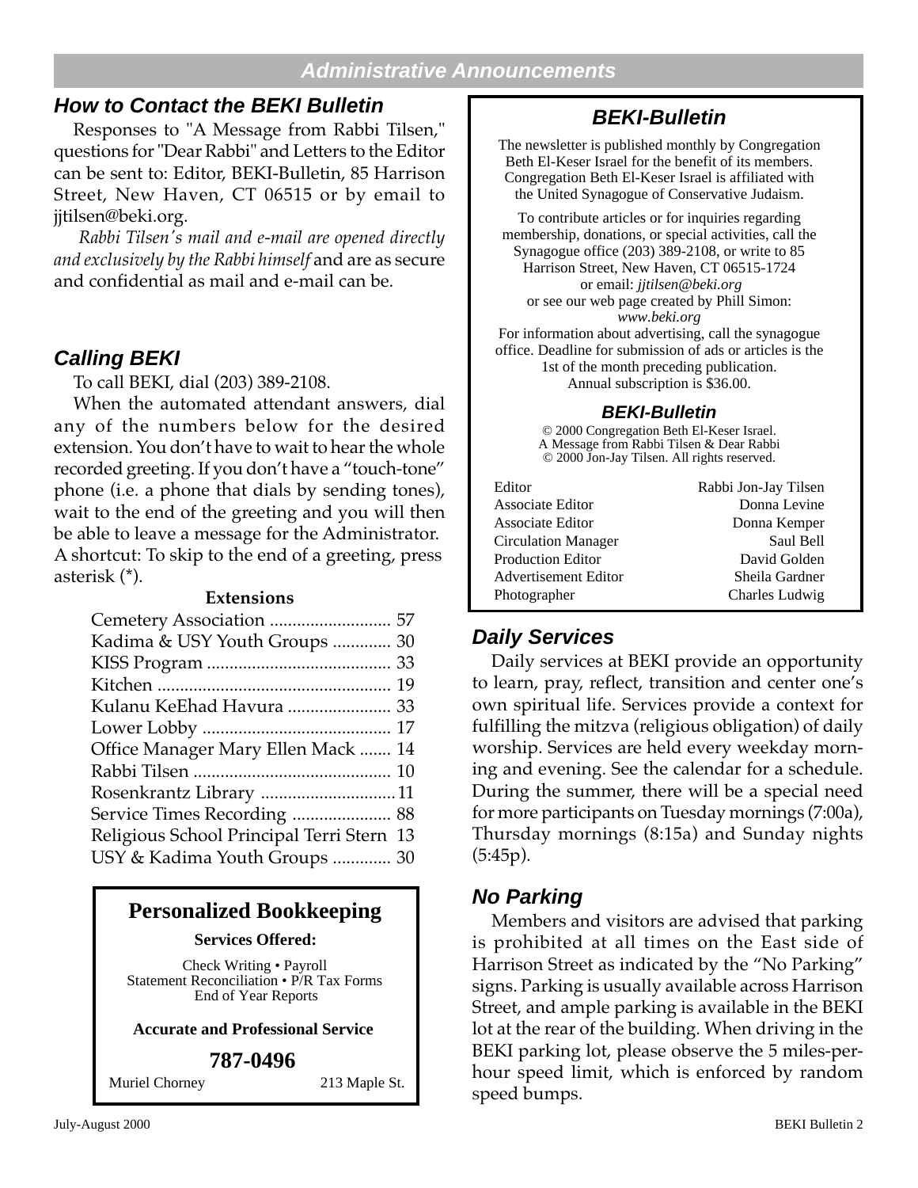## Administrative Announcements

### How to Contact the BEKI Bulletin

Responses to "A Message from Rabbi Tilsen," questions for "Dear Rabbi" and Letters to the Editor can be sent to: Editor, BEKI-Bulletin, 85 Harrison Street, New Haven, CT 06515 or by email to jjtilsen@beki.org.

*Rabbi Tilsen's mail and e-mail are opened directly and exclusively by the Rabbi himself* and are as secure and confidential as mail and e-mail can be.

### Calling BEKI

To call BEKI, dial (203) 389-2108.

When the automated attendant answers, dial any of the numbers below for the desired extension. You don't have to wait to hear the whole recorded greeting. If you don't have a "touch-tone" phone (i.e. a phone that dials by sending tones), wait to the end of the greeting and you will then be able to leave a message for the Administrator. A shortcut: To skip to the end of a greeting, press asterisk (*).

**Extensions**

| | |
|---|---|
| Cemetery Association | 57 |
| Kadima & USY Youth Groups | 30 |
| KISS Program | 33 |
| Kitchen | 19 |
| Kulanu KeEhad Havura | 33 |
| Lower Lobby | 17 |
| Office Manager Mary Ellen Mack | 14 |
| Rabbi Tilsen | 10 |
| Rosenkrantz Library | 11 |
| Service Times Recording | 88 |
| Religious School Principal Terri Stern | 13 |
| USY & Kadima Youth Groups | 30 |

**Personalized Bookkeeping**

**Services Offered:**

Check Writing • Payroll
Statement Reconciliation • P/R Tax Forms
End of Year Reports

**Accurate and Professional Service**

**787-0496**

Muriel Chorney — 213 Maple St.

### BEKI-Bulletin

The newsletter is published monthly by Congregation Beth El-Keser Israel for the benefit of its members. Congregation Beth El-Keser Israel is affiliated with the United Synagogue of Conservative Judaism.

To contribute articles or for inquiries regarding membership, donations, or special activities, call the Synagogue office (203) 389-2108, or write to 85 Harrison Street, New Haven, CT 06515-1724 or email: *jjtilsen@beki.org* or see our web page created by Phill Simon: *www.beki.org*

For information about advertising, call the synagogue office. Deadline for submission of ads or articles is the 1st of the month preceding publication. Annual subscription is $36.00.

**BEKI-Bulletin**

© 2000 Congregation Beth El-Keser Israel.
A Message from Rabbi Tilsen & Dear Rabbi
© 2000 Jon-Jay Tilsen. All rights reserved.

| | |
|---|---|
| Editor | Rabbi Jon-Jay Tilsen |
| Associate Editor | Donna Levine |
| Associate Editor | Donna Kemper |
| Circulation Manager | Saul Bell |
| Production Editor | David Golden |
| Advertisement Editor | Sheila Gardner |
| Photographer | Charles Ludwig |

### Daily Services

Daily services at BEKI provide an opportunity to learn, pray, reflect, transition and center one's own spiritual life. Services provide a context for fulfilling the mitzva (religious obligation) of daily worship. Services are held every weekday morning and evening. See the calendar for a schedule. During the summer, there will be a special need for more participants on Tuesday mornings (7:00a), Thursday mornings (8:15a) and Sunday nights (5:45p).

### No Parking

Members and visitors are advised that parking is prohibited at all times on the East side of Harrison Street as indicated by the "No Parking" signs. Parking is usually available across Harrison Street, and ample parking is available in the BEKI lot at the rear of the building. When driving in the BEKI parking lot, please observe the 5 miles-per-hour speed limit, which is enforced by random speed bumps.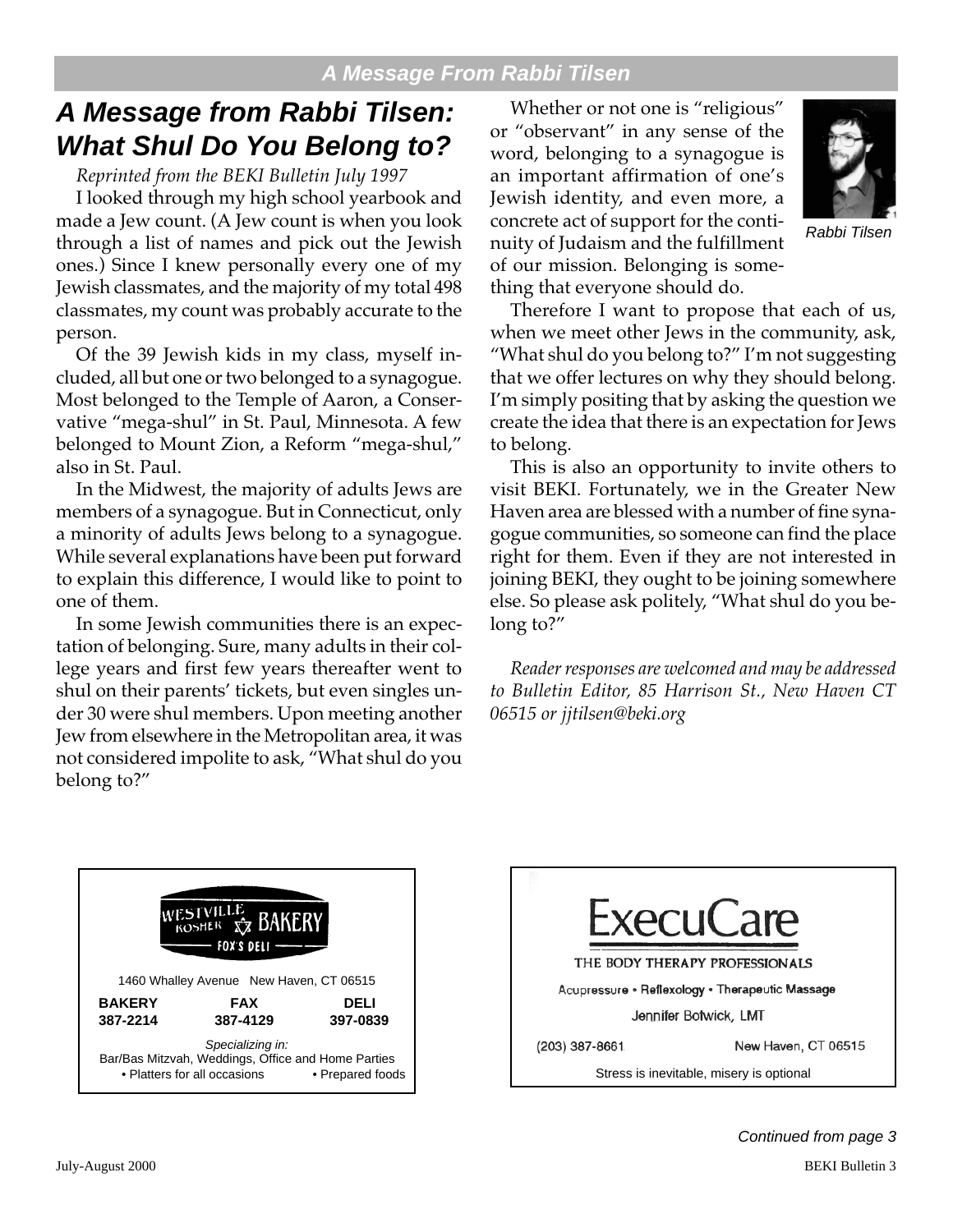# A Message from Rabbi Tilsen: What Shul Do You Belong to?

*Reprinted from the BEKI Bulletin July 1997*

I looked through my high school yearbook and made a Jew count. (A Jew count is when you look through a list of names and pick out the Jewish ones.) Since I knew personally every one of my Jewish classmates, and the majority of my total 498 classmates, my count was probably accurate to the person.

Of the 39 Jewish kids in my class, myself included, all but one or two belonged to a synagogue. Most belonged to the Temple of Aaron, a Conservative "mega-shul" in St. Paul, Minnesota. A few belonged to Mount Zion, a Reform "mega-shul," also in St. Paul.

In the Midwest, the majority of adults Jews are members of a synagogue. But in Connecticut, only a minority of adults Jews belong to a synagogue. While several explanations have been put forward to explain this difference, I would like to point to one of them.

In some Jewish communities there is an expectation of belonging. Sure, many adults in their college years and first few years thereafter went to shul on their parents' tickets, but even singles under 30 were shul members. Upon meeting another Jew from elsewhere in the Metropolitan area, it was not considered impolite to ask, "What shul do you belong to?"

Whether or not one is "religious" or "observant" in any sense of the word, belonging to a synagogue is an important affirmation of one's Jewish identity, and even more, a concrete act of support for the continuity of Judaism and the fulfillment of our mission. Belonging is something that everyone should do.

Rabbi Tilsen

Therefore I want to propose that each of us, when we meet other Jews in the community, ask, "What shul do you belong to?" I'm not suggesting that we offer lectures on why they should belong. I'm simply positing that by asking the question we create the idea that there is an expectation for Jews to belong.

This is also an opportunity to invite others to visit BEKI. Fortunately, we in the Greater New Haven area are blessed with a number of fine synagogue communities, so someone can find the place right for them. Even if they are not interested in joining BEKI, they ought to be joining somewhere else. So please ask politely, "What shul do you belong to?"

*Reader responses are welcomed and may be addressed to Bulletin Editor, 85 Harrison St., New Haven CT 06515 or jjtilsen@beki.org*

---

**WESTVILLE KOSHER BAKERY**
FOX'S DELI

1460 Whalley Avenue New Haven, CT 06515

| BAKERY | FAX | DELI |
|---|---|---|
| 387-2214 | 387-4129 | 397-0839 |

*Specializing in:*
Bar/Bas Mitzvah, Weddings, Office and Home Parties
• Platters for all occasions • Prepared foods

---

**ExecuCare**
THE BODY THERAPY PROFESSIONALS

Acupressure • Reflexology • Therapeutic Massage

Jennifer Botwick, LMT

(203) 387-8661 New Haven, CT 06515

Stress is inevitable, misery is optional

---

*Continued from page 3*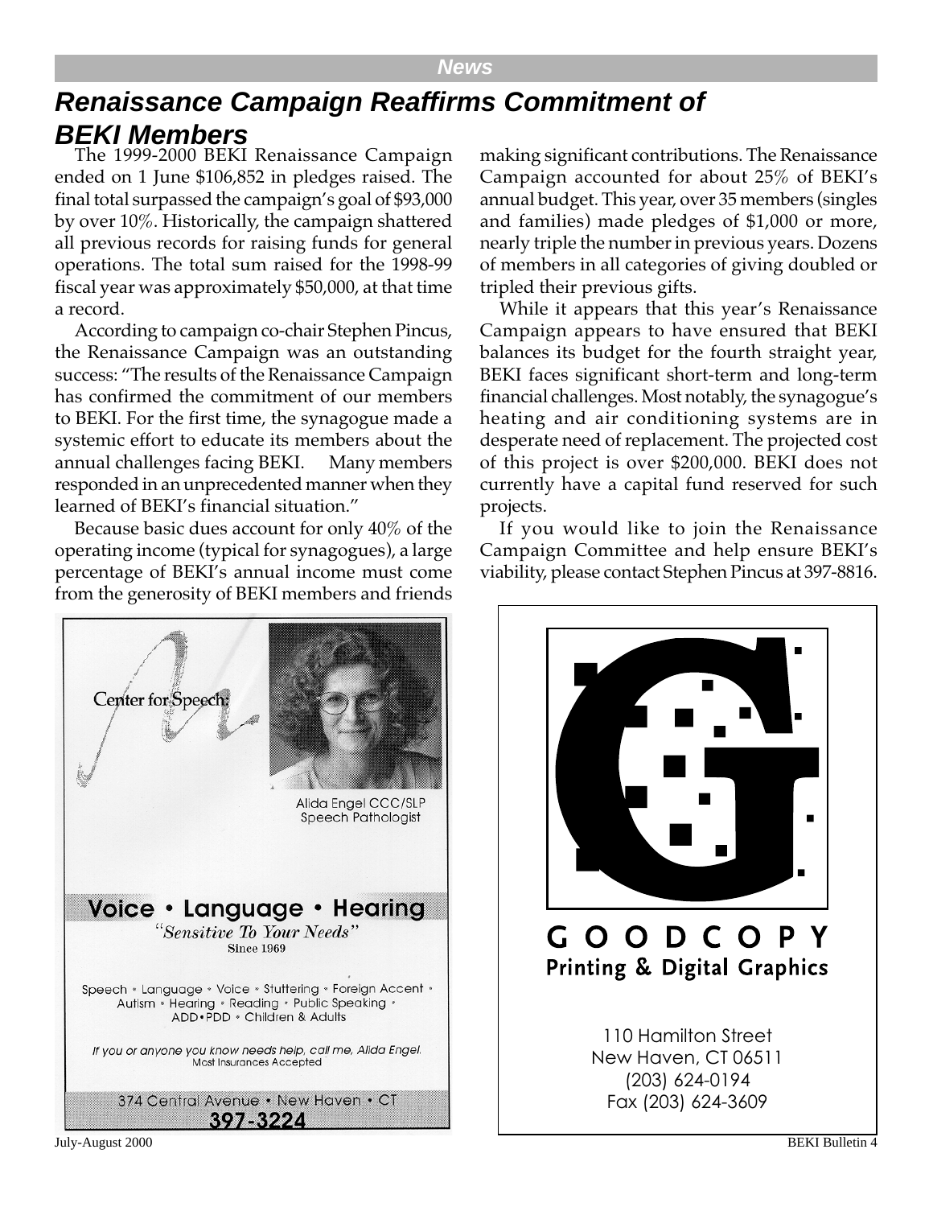News

## Renaissance Campaign Reaffirms Commitment of BEKI Members

The 1999-2000 BEKI Renaissance Campaign ended on 1 June $106,852 in pledges raised. The final total surpassed the campaign's goal of $93,000 by over 10%. Historically, the campaign shattered all previous records for raising funds for general operations. The total sum raised for the 1998-99 fiscal year was approximately $50,000, at that time a record.

According to campaign co-chair Stephen Pincus, the Renaissance Campaign was an outstanding success: "The results of the Renaissance Campaign has confirmed the commitment of our members to BEKI. For the first time, the synagogue made a systemic effort to educate its members about the annual challenges facing BEKI. Many members responded in an unprecedented manner when they learned of BEKI's financial situation."

Because basic dues account for only 40% of the operating income (typical for synagogues), a large percentage of BEKI's annual income must come from the generosity of BEKI members and friends making significant contributions. The Renaissance Campaign accounted for about 25% of BEKI's annual budget. This year, over 35 members (singles and families) made pledges of $1,000 or more, nearly triple the number in previous years. Dozens of members in all categories of giving doubled or tripled their previous gifts.

While it appears that this year's Renaissance Campaign appears to have ensured that BEKI balances its budget for the fourth straight year, BEKI faces significant short-term and long-term financial challenges. Most notably, the synagogue's heating and air conditioning systems are in desperate need of replacement. The projected cost of this project is over $200,000. BEKI does not currently have a capital fund reserved for such projects.

If you would like to join the Renaissance Campaign Committee and help ensure BEKI's viability, please contact Stephen Pincus at 397-8816.

Center for Speech

Alida Engel CCC/SLP
Speech Pathologist

**Voice • Language • Hearing**

*"Sensitive To Your Needs"*
Since 1969

Speech • Language • Voice • Stuttering • Foreign Accent • Autism • Hearing • Reading • Public Speaking • ADD • PDD • Children & Adults

*If you or anyone you know needs help, call me, Alida Engel.*
Most Insurances Accepted

374 Central Avenue • New Haven • CT
**397-3224**

GOODCOPY
**Printing & Digital Graphics**

110 Hamilton Street
New Haven, CT 06511
(203) 624-0194
Fax (203) 624-3609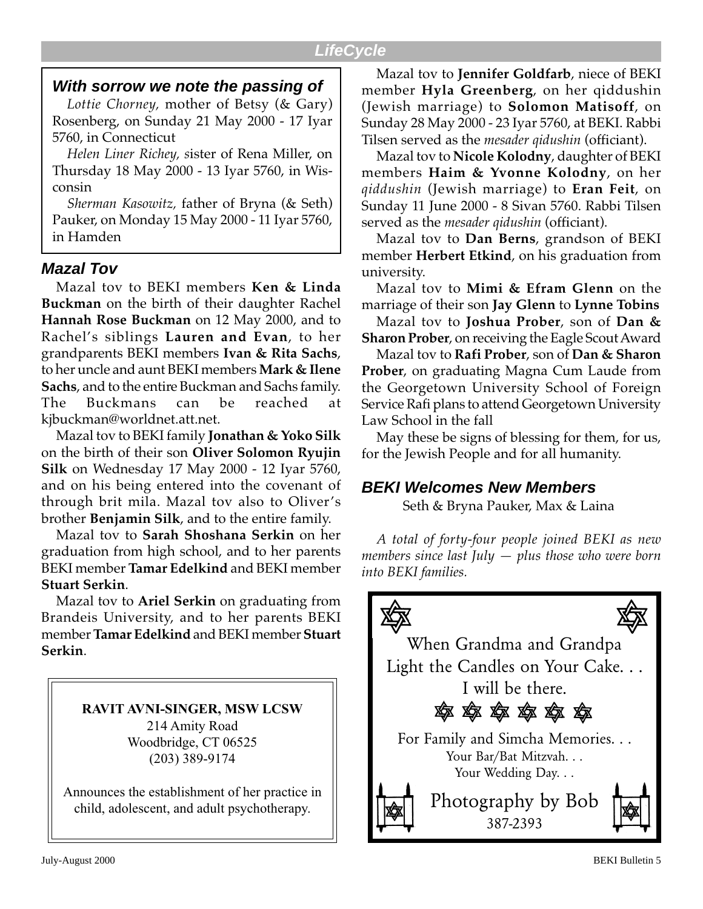## LifeCycle

### With sorrow we note the passing of

*Lottie Chorney,* mother of Betsy (& Gary) Rosenberg, on Sunday 21 May 2000 - 17 Iyar 5760, in Connecticut

*Helen Liner Richey,* sister of Rena Miller, on Thursday 18 May 2000 - 13 Iyar 5760, in Wisconsin

*Sherman Kasowitz,* father of Bryna (& Seth) Pauker, on Monday 15 May 2000 - 11 Iyar 5760, in Hamden

### Mazal Tov

Mazal tov to BEKI members **Ken & Linda Buckman** on the birth of their daughter Rachel **Hannah Rose Buckman** on 12 May 2000, and to Rachel's siblings **Lauren and Evan**, to her grandparents BEKI members **Ivan & Rita Sachs**, to her uncle and aunt BEKI members **Mark & Ilene Sachs**, and to the entire Buckman and Sachs family. The Buckmans can be reached at kjbuckman@worldnet.att.net.

Mazal tov to BEKI family **Jonathan & Yoko Silk** on the birth of their son **Oliver Solomon Ryujin Silk** on Wednesday 17 May 2000 - 12 Iyar 5760, and on his being entered into the covenant of through brit mila. Mazal tov also to Oliver's brother **Benjamin Silk**, and to the entire family.

Mazal tov to **Sarah Shoshana Serkin** on her graduation from high school, and to her parents BEKI member **Tamar Edelkind** and BEKI member **Stuart Serkin**.

Mazal tov to **Ariel Serkin** on graduating from Brandeis University, and to her parents BEKI member **Tamar Edelkind** and BEKI member **Stuart Serkin**.

Mazal tov to **Jennifer Goldfarb**, niece of BEKI member **Hyla Greenberg**, on her qiddushin (Jewish marriage) to **Solomon Matisoff**, on Sunday 28 May 2000 - 23 Iyar 5760, at BEKI. Rabbi Tilsen served as the *mesader qidushin* (officiant).

Mazal tov to **Nicole Kolodny**, daughter of BEKI members **Haim & Yvonne Kolodny**, on her *qiddushin* (Jewish marriage) to **Eran Feit**, on Sunday 11 June 2000 - 8 Sivan 5760. Rabbi Tilsen served as the *mesader qidushin* (officiant).

Mazal tov to **Dan Berns**, grandson of BEKI member **Herbert Etkind**, on his graduation from university.

Mazal tov to **Mimi & Efram Glenn** on the marriage of their son **Jay Glenn** to **Lynne Tobins**

Mazal tov to **Joshua Prober**, son of **Dan & Sharon Prober**, on receiving the Eagle Scout Award

Mazal tov to **Rafi Prober**, son of **Dan & Sharon Prober**, on graduating Magna Cum Laude from the Georgetown University School of Foreign Service Rafi plans to attend Georgetown University Law School in the fall

May these be signs of blessing for them, for us, for the Jewish People and for all humanity.

### BEKI Welcomes New Members

Seth & Bryna Pauker, Max & Laina

*A total of forty-four people joined BEKI as new members since last July — plus those who were born into BEKI families.*

---

**RAVIT AVNI-SINGER, MSW LCSW**
214 Amity Road
Woodbridge, CT 06525
(203) 389-9174

Announces the establishment of her practice in child, adolescent, and adult psychotherapy.

---

When Grandma and Grandpa
Light the Candles on Your Cake. . .
I will be there.

For Family and Simcha Memories. . .
Your Bar/Bat Mitzvah. . .
Your Wedding Day. . .

Photography by Bob
387-2393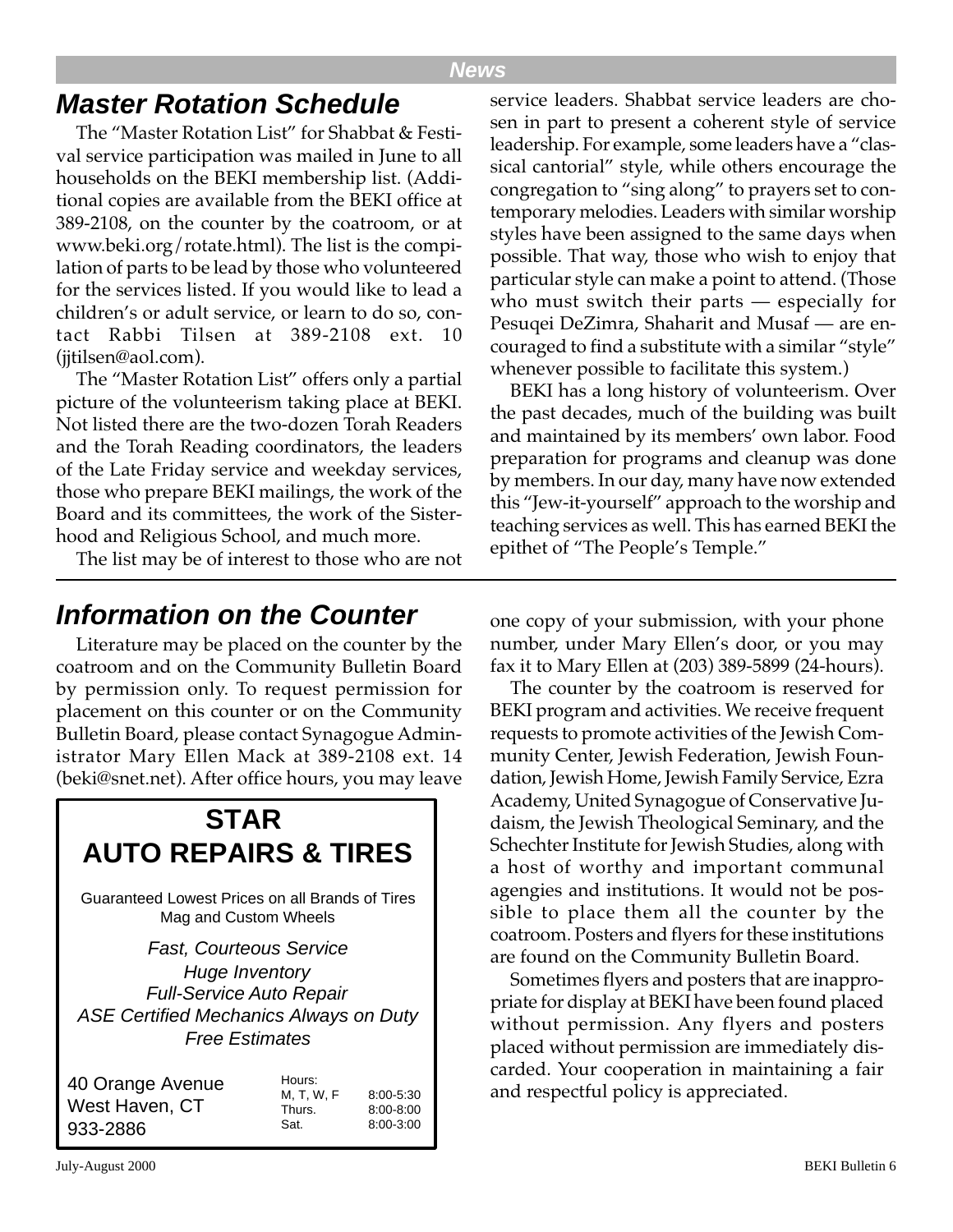## Master Rotation Schedule

The "Master Rotation List" for Shabbat & Festival service participation was mailed in June to all households on the BEKI membership list. (Additional copies are available from the BEKI office at 389-2108, on the counter by the coatroom, or at www.beki.org/rotate.html). The list is the compilation of parts to be lead by those who volunteered for the services listed. If you would like to lead a children's or adult service, or learn to do so, contact Rabbi Tilsen at 389-2108 ext. 10 (jjtilsen@aol.com).

The "Master Rotation List" offers only a partial picture of the volunteerism taking place at BEKI. Not listed there are the two-dozen Torah Readers and the Torah Reading coordinators, the leaders of the Late Friday service and weekday services, those who prepare BEKI mailings, the work of the Board and its committees, the work of the Sisterhood and Religious School, and much more.

The list may be of interest to those who are not service leaders. Shabbat service leaders are chosen in part to present a coherent style of service leadership. For example, some leaders have a "classical cantorial" style, while others encourage the congregation to "sing along" to prayers set to contemporary melodies. Leaders with similar worship styles have been assigned to the same days when possible. That way, those who wish to enjoy that particular style can make a point to attend. (Those who must switch their parts — especially for Pesuqei DeZimra, Shaharit and Musaf — are encouraged to find a substitute with a similar "style" whenever possible to facilitate this system.)

BEKI has a long history of volunteerism. Over the past decades, much of the building was built and maintained by its members' own labor. Food preparation for programs and cleanup was done by members. In our day, many have now extended this "Jew-it-yourself" approach to the worship and teaching services as well. This has earned BEKI the epithet of "The People's Temple."

## Information on the Counter

Literature may be placed on the counter by the coatroom and on the Community Bulletin Board by permission only. To request permission for placement on this counter or on the Community Bulletin Board, please contact Synagogue Administrator Mary Ellen Mack at 389-2108 ext. 14 (beki@snet.net). After office hours, you may leave one copy of your submission, with your phone number, under Mary Ellen's door, or you may fax it to Mary Ellen at (203) 389-5899 (24-hours).

The counter by the coatroom is reserved for BEKI program and activities. We receive frequent requests to promote activities of the Jewish Community Center, Jewish Federation, Jewish Foundation, Jewish Home, Jewish Family Service, Ezra Academy, United Synagogue of Conservative Judaism, the Jewish Theological Seminary, and the Schechter Institute for Jewish Studies, along with a host of worthy and important communal agengies and institutions. It would not be possible to place them all the counter by the coatroom. Posters and flyers for these institutions are found on the Community Bulletin Board.

Sometimes flyers and posters that are inappropriate for display at BEKI have been found placed without permission. Any flyers and posters placed without permission are immediately discarded. Your cooperation in maintaining a fair and respectful policy is appreciated.

---

**STAR**
**AUTO REPAIRS & TIRES**

Guaranteed Lowest Prices on all Brands of Tires
Mag and Custom Wheels

*Fast, Courteous Service*
*Huge Inventory*
*Full-Service Auto Repair*
*ASE Certified Mechanics Always on Duty*
*Free Estimates*

40 Orange Avenue
West Haven, CT
933-2886

Hours:

| | |
|---|---|
| M, T, W, F | 8:00-5:30 |
| Thurs. | 8:00-8:00 |
| Sat. | 8:00-3:00 |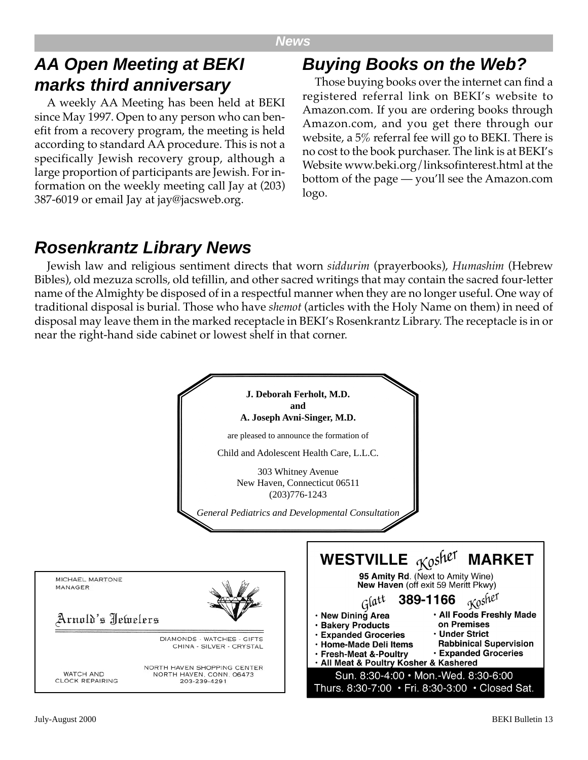News

## AA Open Meeting at BEKI marks third anniversary

A weekly AA Meeting has been held at BEKI since May 1997. Open to any person who can benefit from a recovery program, the meeting is held according to standard AA procedure. This is not a specifically Jewish recovery group, although a large proportion of participants are Jewish. For information on the weekly meeting call Jay at (203) 387-6019 or email Jay at jay@jacsweb.org.

## Buying Books on the Web?

Those buying books over the internet can find a registered referral link on BEKI's website to Amazon.com. If you are ordering books through Amazon.com, and you get there through our website, a 5% referral fee will go to BEKI. There is no cost to the book purchaser. The link is at BEKI's Website www.beki.org/linksofinterest.html at the bottom of the page — you'll see the Amazon.com logo.

## Rosenkrantz Library News

Jewish law and religious sentiment directs that worn *siddurim* (prayerbooks), *Humashim* (Hebrew Bibles), old mezuza scrolls, old tefillin, and other sacred writings that may contain the sacred four-letter name of the Almighty be disposed of in a respectful manner when they are no longer useful. One way of traditional disposal is burial. Those who have *shemot* (articles with the Holy Name on them) in need of disposal may leave them in the marked receptacle in BEKI's Rosenkrantz Library. The receptacle is in or near the right-hand side cabinet or lowest shelf in that corner.

**J. Deborah Ferholt, M.D.**
**and**
**A. Joseph Avni-Singer, M.D.**

are pleased to announce the formation of

Child and Adolescent Health Care, L.L.C.

303 Whitney Avenue
New Haven, Connecticut 06511
(203)776-1243

*General Pediatrics and Developmental Consultation*

MICHAEL MARTONE
MANAGER

Arnold's Jewelers

DIAMONDS - WATCHES - GIFTS
CHINA - SILVER - CRYSTAL

WATCH AND CLOCK REPAIRING

NORTH HAVEN SHOPPING CENTER
NORTH HAVEN, CONN. 06473
203-239-4291

**WESTVILLE** *Kosher* **MARKET**

**95 Amity Rd**. (Next to Amity Wine)
**New Haven** (off exit 59 Meritt Pkwy)

*Glatt* **389-1166** *Kosher*

- **New Dining Area**
- **Bakery Products**
- **Expanded Groceries**
- **Home-Made Deli Items**
- **Fresh-Meat &-Poultry**
- **All Foods Freshly Made on Premises**
- **Under Strict Rabbinical Supervision**
- **Expanded Groceries**
- **All Meat & Poultry Kosher & Kashered**

Sun. 8:30-4:00 • Mon.-Wed. 8:30-6:00
Thurs. 8:30-7:00 • Fri. 8:30-3:00 • Closed Sat.